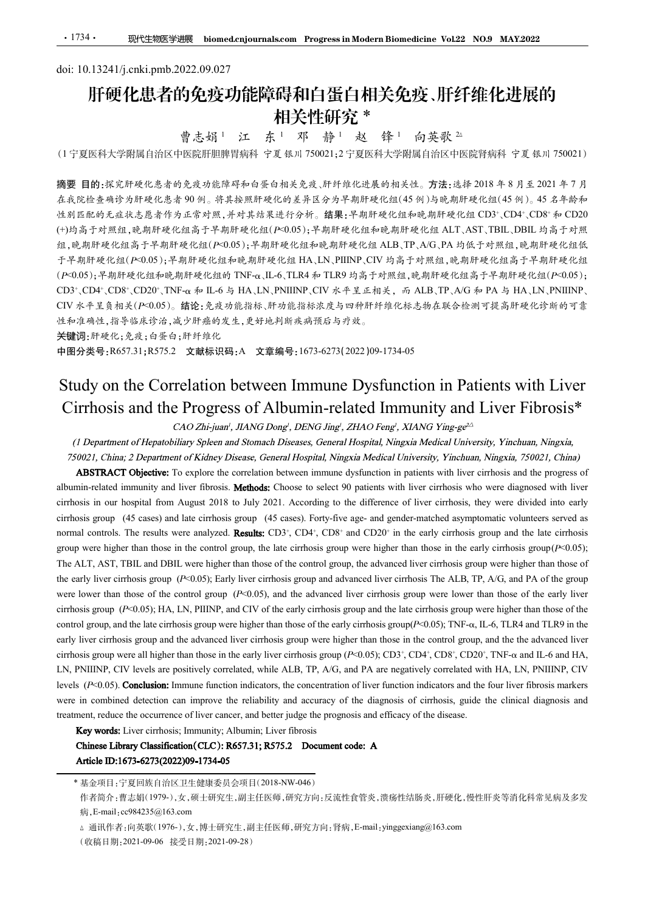doi: 10.13241/j.cnki.pmb.2022.09.027

# 肝硬化患者的免疫功能障碍和白蛋白相关免疫、肝纤维化进展的相关性研究 *

曹志娟[1] 江 东[1] 邓 静[1] 赵 锋[1] 向英歌[2△]

（1 宁夏医科大学附属自治区中医院肝胆脾胃病科 宁夏 银川 750021；2 宁夏医科大学附属自治区中医院肾病科 宁夏 银川 750021）

**摘要 目的：**探究肝硬化患者的免疫功能障碍和白蛋白相关免疫、肝纤维化进展的相关性。**方法：**选择 2018 年 8 月至 2021 年 7 月在我院检查确诊为肝硬化患者 90 例。将其按照肝硬化的差异区分为早期肝硬化组(45 例)与晚期肝硬化组(45 例)。45 名年龄和性别匹配的无症状志愿者作为正常对照，并对其结果进行分析。**结果：**早期肝硬化组和晚期肝硬化组 $CD3^{+}$、$CD4^{+}$、$CD8^{+}$ 和 CD20(+)均高于对照组，晚期肝硬化组高于早期肝硬化组($P<0.05$)；早期肝硬化组和晚期肝硬化组 ALT、AST、TBIL、DBIL 均高于对照组，晚期肝硬化组高于早期肝硬化组($P<0.05$)；早期肝硬化组和晚期肝硬化组 ALB、TP、A/G、PA 均低于对照组，晚期肝硬化组低于早期肝硬化组($P<0.05$)；早期肝硬化组和晚期肝硬化组 HA、LN、PIIINP、CIV 均高于对照组，晚期肝硬化组高于早期肝硬化组($P<0.05$)；早期肝硬化组和晚期肝硬化组的 TNF-α、IL-6、TLR4 和 TLR9 均高于对照组，晚期肝硬化组高于早期肝硬化组($P<0.05$)；$CD3^{+}$、$CD4^{+}$、$CD8^{+}$、$CD20^{+}$、TNF-α 和 IL-6 与 HA、LN、PNIIINP、CIV 水平呈正相关，而 ALB、TP、A/G 和 PA 与 HA、LN、PNIIINP、CIV 水平呈负相关($P<0.05$)。**结论：**免疫功能指标、肝功能指标浓度与四种肝纤维化标志物在联合检测可提高肝硬化诊断的可靠性和准确性，指导临床诊治，减少肝癌的发生，更好地判断疾病预后与疗效。

**关键词：**肝硬化；免疫；白蛋白；肝纤维化

**中图分类号：**R657.31；R575.2 **文献标识码：**A **文章编号：**1673-6273(2022)09-1734-05

# Study on the Correlation between Immune Dysfunction in Patients with Liver Cirrhosis and the Progress of Albumin-related Immunity and Liver Fibrosis*

*CAO Zhi-juan[1], JIANG Dong[1], DENG Jing[1], ZHAO Feng[1], XIANG Ying-ge[2△]*

*(1 Department of Hepatobiliary Spleen and Stomach Diseases, General Hospital, Ningxia Medical University, Yinchuan, Ningxia, 750021, China; 2 Department of Kidney Disease, General Hospital, Ningxia Medical University, Yinchuan, Ningxia, 750021, China)*

**ABSTRACT Objective:** To explore the correlation between immune dysfunction in patients with liver cirrhosis and the progress of albumin-related immunity and liver fibrosis. **Methods:** Choose to select 90 patients with liver cirrhosis who were diagnosed with liver cirrhosis in our hospital from August 2018 to July 2021. According to the difference of liver cirrhosis, they were divided into early cirrhosis group (45 cases) and late cirrhosis group (45 cases). Forty-five age- and gender-matched asymptomatic volunteers served as normal controls. The results were analyzed. **Results:** $CD3^{+}$, $CD4^{+}$, $CD8^{+}$ and $CD20^{+}$ in the early cirrhosis group and the late cirrhosis group were higher than those in the control group, the late cirrhosis group were higher than those in the early cirrhosis group($P<0.05$); The ALT, AST, TBIL and DBIL were higher than those of the control group, the advanced liver cirrhosis group were higher than those of the early liver cirrhosis group ($P<0.05$); Early liver cirrhosis group and advanced liver cirrhosis The ALB, TP, A/G, and PA of the group were lower than those of the control group ($P<0.05$), and the advanced liver cirrhosis group were lower than those of the early liver cirrhosis group ($P<0.05$); HA, LN, PIIINP, and CIV of the early cirrhosis group and the late cirrhosis group were higher than those of the control group, and the late cirrhosis group were higher than those of the early cirrhosis group($P<0.05$); TNF-α, IL-6, TLR4 and TLR9 in the early liver cirrhosis group and the advanced liver cirrhosis group were higher than those in the control group, and the the advanced liver cirrhosis group were all higher than those in the early liver cirrhosis group ($P<0.05$); $CD3^{+}$, $CD4^{+}$, $CD8^{+}$, $CD20^{+}$, TNF-α and IL-6 and HA, LN, PNIIINP, CIV levels are positively correlated, while ALB, TP, A/G, and PA are negatively correlated with HA, LN, PNIIINP, CIV levels ($P<0.05$). **Conclusion:** Immune function indicators, the concentration of liver function indicators and the four liver fibrosis markers were in combined detection can improve the reliability and accuracy of the diagnosis of cirrhosis, guide the clinical diagnosis and treatment, reduce the occurrence of liver cancer, and better judge the prognosis and efficacy of the disease.

**Key words:** Liver cirrhosis; Immunity; Albumin; Liver fibrosis

**Chinese Library Classification(CLC): R657.31; R575.2 Document code: A**

**Article ID:1673-6273(2022)09-1734-05**

---

\* 基金项目：宁夏回族自治区卫生健康委员会项目(2018-NW-046)

作者简介：曹志娟(1979-)，女，硕士研究生，副主任医师，研究方向：反流性食管炎，溃疡性结肠炎，肝硬化，慢性肝炎等消化科常见病及多发病，E-mail：cc984235@163.com

△ 通讯作者：向英歌(1976-)，女，博士研究生，副主任医师，研究方向：肾病，E-mail：yinggexiang@163.com

(收稿日期：2021-09-06 接受日期：2021-09-28)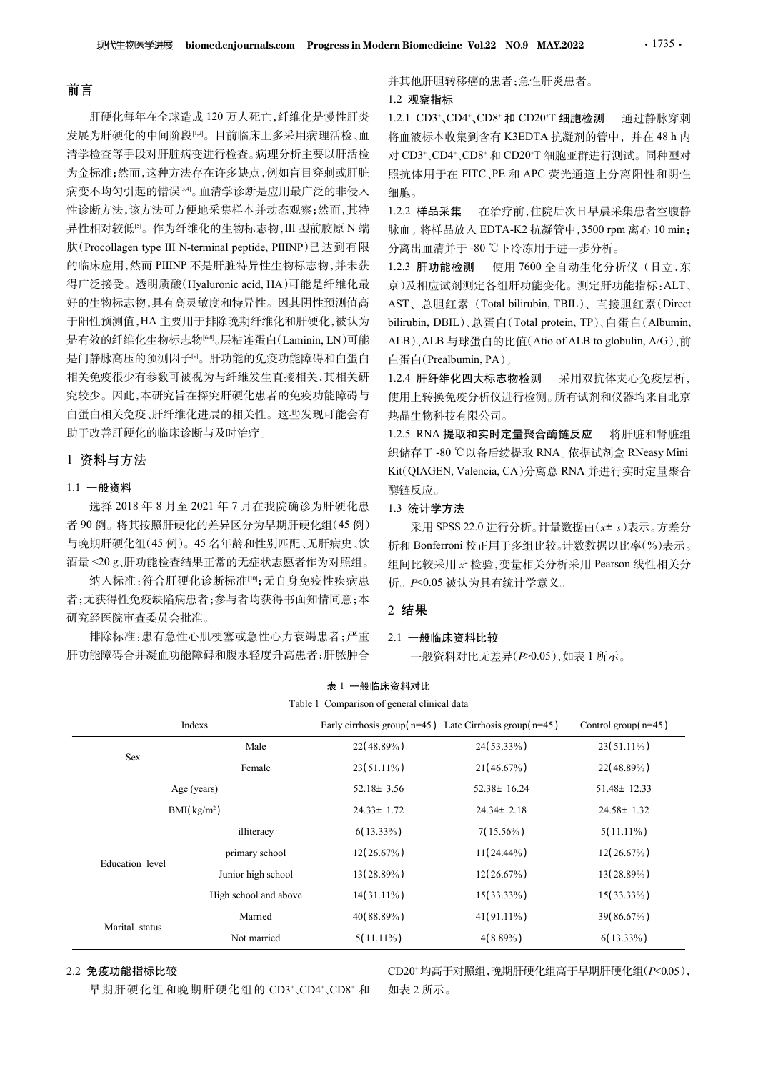## 前言

肝硬化每年在全球造成120万人死亡,纤维化是慢性肝炎发展为肝硬化的中间阶段[1,2]。目前临床上多采用病理活检、血清学检查等手段对肝脏病变进行检查。病理分析主要以肝活检为金标准;然而,这种方法存在许多缺点,例如盲目穿刺或肝脏病变不均匀引起的错误[3,4]。血清学诊断是应用最广泛的非侵入性诊断方法,该方法可方便地采集样本并动态观察;然而,其特异性相对较低[5]。作为纤维化的生物标志物,III型前胶原N端肽(Procollagen type III N-terminal peptide, PIIINP)已达到有限的临床应用,然而PIIINP不是肝脏特异性生物标志物,并未获得广泛接受。透明质酸(Hyaluronic acid, HA)可能是纤维化最好的生物标志物,具有高灵敏度和特异性。因其阴性预测值高于阳性预测值,HA主要用于排除晚期纤维化和肝硬化,被认为是有效的纤维化生物标志物[6-8]。层粘连蛋白(Laminin, LN)可能是门静脉高压的预测因子[9]。肝功能的免疫功能障碍和白蛋白相关免疫很少有参数可被视为与纤维发生直接相关,其相关研究较少。因此,本研究旨在探究肝硬化患者的免疫功能障碍与白蛋白相关免疫、肝纤维化进展的相关性。这些发现可能会有助于改善肝硬化的临床诊断与及时治疗。

## 1 资料与方法

### 1.1 一般资料

选择2018年8月至2021年7月在我院确诊为肝硬化患者90例。将其按照肝硬化的差异区分为早期肝硬化组(45例)与晚期肝硬化组(45例)。45名年龄和性别匹配、无肝病史、饮酒量<20 g、肝功能检查结果正常的无症状志愿者作为对照组。

纳入标准:符合肝硬化诊断标准[10];无自身免疫性疾病患者;无获得性免疫缺陷病患者;参与者均获得书面知情同意;本研究经医院审查委员会批准。

排除标准:患有急性心肌梗塞或急性心力衰竭患者;严重肝功能障碍合并凝血功能障碍和腹水轻度升高患者;肝脓肿合并其他肝胆转移癌的患者;急性肝炎患者。

### 1.2 观察指标

**1.2.1 $CD3^+$、$CD4^+$、$CD8^+$ 和 $CD20^+T$ 细胞检测** 通过静脉穿刺将血液标本收集到含有K3EDTA抗凝剂的管中,并在48 h内对 $CD3^+$、$CD4^+$、$CD8^+$ 和 $CD20^+T$ 细胞亚群进行测试。同种型对照抗体用于在FITC、PE和APC荧光通道上分离阳性和阴性细胞。

**1.2.2 样品采集** 在治疗前,住院后次日早晨采集患者空腹静脉血。将样品放入EDTA-K2抗凝管中,3500 rpm离心10 min;分离出血清并于-80 ℃下冷冻用于进一步分析。

**1.2.3 肝功能检测** 使用7600全自动生化分析仪(日立,东京)及相应试剂测定各组肝功能变化。测定肝功能指标:ALT、AST、总胆红素(Total bilirubin, TBIL)、直接胆红素(Direct bilirubin, DBIL)、总蛋白(Total protein, TP)、白蛋白(Albumin, ALB)、ALB与球蛋白的比值(Atio of ALB to globulin, A/G)、前白蛋白(Prealbumin, PA)。

**1.2.4 肝纤维化四大标志物检测** 采用双抗体夹心免疫层析,使用上转换免疫分析仪进行检测。所有试剂和仪器均来自北京热晶生物科技有限公司。

**1.2.5 RNA提取和实时定量聚合酶链反应** 将肝脏和肾脏组织储存于-80 ℃以备后续提取RNA。依据试剂盒RNeasy Mini Kit(QIAGEN, Valencia, CA)分离总RNA并进行实时定量聚合酶链反应。

### 1.3 统计学方法

采用SPSS 22.0进行分析。计量数据由($\bar{x}\pm s$)表示。方差分析和Bonferroni校正用于多组比较。计数数据以比率(%)表示。组间比较采用 $x^2$ 检验,变量相关分析采用Pearson线性相关分析。$P<0.05$ 被认为具有统计学意义。

## 2 结果

### 2.1 一般临床资料比较

一般资料对比无差异($P>0.05$),如表1所示。

表1 一般临床资料对比

Table 1 Comparison of general clinical data

| Indexs | | Early cirrhosis group(n=45) | Late Cirrhosis group(n=45) | Control group(n=45) |
|---|---|---|---|---|
| Sex | Male | 22(48.89%) | 24(53.33%) | 23(51.11%) |
| | Female | 23(51.11%) | 21(46.67%) | 22(48.89%) |
| Age (years) | | 52.18± 3.56 | 52.38± 16.24 | 51.48± 12.33 |
| BMI(kg/m²) | | 24.33± 1.72 | 24.34± 2.18 | 24.58± 1.32 |
| Education level | illiteracy | 6(13.33%) | 7(15.56%) | 5(11.11%) |
| | primary school | 12(26.67%) | 11(24.44%) | 12(26.67%) |
| | Junior high school | 13(28.89%) | 12(26.67%) | 13(28.89%) |
| | High school and above | 14(31.11%) | 15(33.33%) | 15(33.33%) |
| Marital status | Married | 40(88.89%) | 41(91.11%) | 39(86.67%) |
| | Not married | 5(11.11%) | 4(8.89%) | 6(13.33%) |

### 2.2 免疫功能指标比较

早期肝硬化组和晚期肝硬化组的 $CD3^+$、$CD4^+$、$CD8^+$ 和 $CD20^+$ 均高于对照组,晚期肝硬化组高于早期肝硬化组($P<0.05$),如表2所示。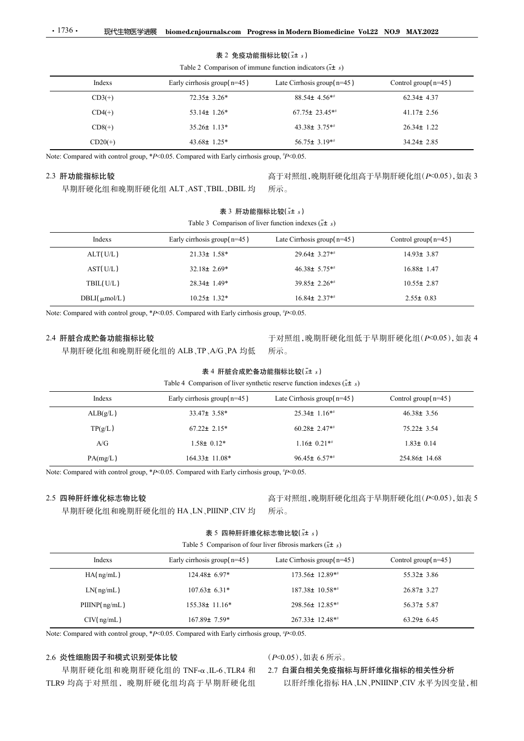表 2 免疫功能指标比较($\bar{x}\pm s$)

Table 2 Comparison of immune function indicators ($\bar{x}\pm s$)

| Indexs | Early cirrhosis group(n=45) | Late Cirrhosis group(n=45) | Control group(n=45) |
|---|---|---|---|
| CD3(+) | 72.35± 3.26* | 88.54± 4.56*# | 62.34± 4.37 |
| CD4(+) | 53.14± 1.26* | 67.75± 23.45*# | 41.17± 2.56 |
| CD8(+) | 35.26± 1.13* | 43.38± 3.75*# | 26.34± 1.22 |
| CD20(+) | 43.68± 1.25* | 56.75± 3.19*# | 34.24± 2.85 |

Note: Compared with control group, *$P<0.05$. Compared with Early cirrhosis group, #$P<0.05$.

## 2.3 肝功能指标比较

早期肝硬化组和晚期肝硬化组 ALT、AST、TBIL、DBIL 均高于对照组，晚期肝硬化组高于早期肝硬化组($P<0.05$)，如表 3 所示。

表 3 肝功能指标比较($\bar{x}\pm s$)

Table 3 Comparison of liver function indexes ($\bar{x}\pm s$)

| Indexs | Early cirrhosis group(n=45) | Late Cirrhosis group(n=45) | Control group(n=45) |
|---|---|---|---|
| ALT(U/L) | 21.33± 1.58* | 29.64± 3.27*# | 14.93± 3.87 |
| AST(U/L) | 32.18± 2.69* | 46.38± 5.75*# | 16.88± 1.47 |
| TBIL(U/L) | 28.34± 1.49* | 39.85± 2.26*# | 10.55± 2.87 |
| DBLI(μmol/L) | 10.25± 1.32* | 16.84± 2.37*# | 2.55± 0.83 |

Note: Compared with control group, *$P<0.05$. Compared with Early cirrhosis group, #$P<0.05$.

## 2.4 肝脏合成贮备功能指标比较

早期肝硬化组和晚期肝硬化组的 ALB、TP、A/G、PA 均低于对照组，晚期肝硬化组低于早期肝硬化组($P<0.05$)，如表 4 所示。

表 4 肝脏合成贮备功能指标比较($\bar{x}\pm s$)

Table 4 Comparison of liver synthetic reserve function indexes ($\bar{x}\pm s$)

| Indexs | Early cirrhosis group(n=45) | Late Cirrhosis group(n=45) | Control group(n=45) |
|---|---|---|---|
| ALB(g/L) | 33.47± 3.58* | 25.34± 1.16*# | 46.38± 3.56 |
| TP(g/L) | 67.22± 2.15* | 60.28± 2.47*# | 75.22± 3.54 |
| A/G | 1.58± 0.12* | 1.16± 0.21*# | 1.83± 0.14 |
| PA(mg/L) | 164.33± 11.08* | 96.45± 6.57*# | 254.86± 14.68 |

Note: Compared with control group, *$P<0.05$. Compared with Early cirrhosis group, #$P<0.05$.

## 2.5 四种肝纤维化标志物比较

早期肝硬化组和晚期肝硬化组的 HA、LN、PIIINP、CIV 均高于对照组，晚期肝硬化组高于早期肝硬化组($P<0.05$)，如表 5 所示。

表 5 四种肝纤维化标志物比较($\bar{x}\pm s$)

Table 5 Comparison of four liver fibrosis markers ($\bar{x}\pm s$)

| Indexs | Early cirrhosis group(n=45) | Late Cirrhosis group(n=45) | Control group(n=45) |
|---|---|---|---|
| HA(ng/mL) | 124.48± 6.97* | 173.56± 12.89*# | 55.32± 3.86 |
| LN(ng/mL) | 107.63± 6.31* | 187.38± 10.58*# | 26.87± 3.27 |
| PIIINP(ng/mL) | 155.38± 11.16* | 298.56± 12.85*# | 56.37± 5.87 |
| CIV(ng/mL) | 167.89± 7.59* | 267.33± 12.48*# | 63.29± 6.45 |

Note: Compared with control group, *$P<0.05$. Compared with Early cirrhosis group, #$P<0.05$.

## 2.6 炎性细胞因子和模式识别受体比较

早期肝硬化组和晚期肝硬化组的 TNF-α、IL-6、TLR4 和 TLR9 均高于对照组，晚期肝硬化组均高于早期肝硬化组($P<0.05$)，如表 6 所示。

## 2.7 白蛋白相关免疫指标与肝纤维化指标的相关性分析

以肝纤维化指标 HA、LN、PNIIINP、CIV 水平为因变量，相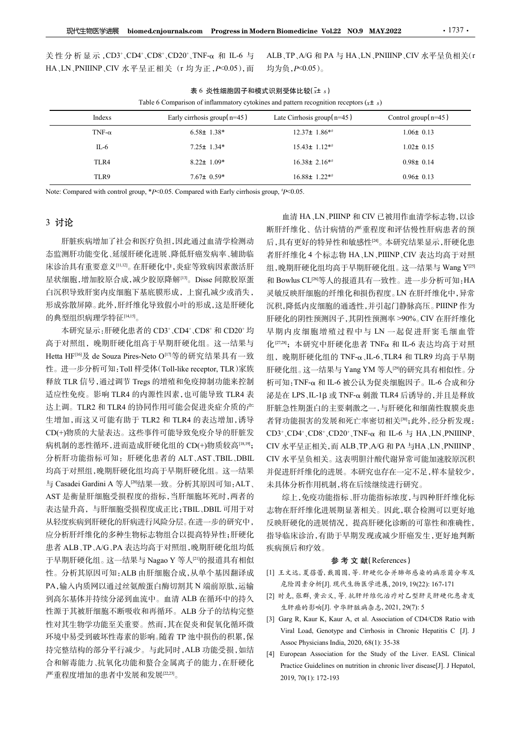关性分析显示，$CD3^+$、$CD4^+$、$CD8^+$、$CD20^+$、TNF-α 和 IL-6 与 HA、LN、PNIIINP、CIV 水平呈正相关（r 均为正，$P<0.05$），而 ALB、TP、A/G 和 PA 与 HA、LN、PNIIINP、CIV 水平呈负相关（r 均为负，$P<0.05$）。

表 6 炎性细胞因子和模式识别受体比较（$\bar{x}\pm s$）

Table 6 Comparison of inflammatory cytokines and pattern recognition receptors ($\bar{x}\pm s$)

| Indexs | Early cirrhosis group(n=45) | Late Cirrhosis group(n=45) | Control group(n=45) |
|---|---|---|---|
| TNF-α | 6.58± 1.38* | 12.37± 1.86*# | 1.06± 0.13 |
| IL-6 | 7.25± 1.34* | 15.43± 1.12*# | 1.02± 0.15 |
| TLR4 | 8.22± 1.09* | 16.38± 2.16*# | 0.98± 0.14 |
| TLR9 | 7.67± 0.59* | 16.88± 1.22*# | 0.96± 0.13 |

Note: Compared with control group, *$P<0.05$. Compared with Early cirrhosis group, #$P<0.05$.

## 3 讨论

肝脏疾病增加了社会和医疗负担，因此通过血清学检测动态监测肝功能变化、延缓肝硬化进展、降低肝癌发病率、辅助临床诊治具有重要意义[11,12]。在肝硬化中，炎症等致病因素激活肝星状细胞，增加胶原合成，减少胶原降解[13]。Disse 间隙胶原蛋白沉积导致肝窦内皮细胞下基底膜形成，上窗孔减少或消失，形成弥散屏障。此外，肝纤维化导致假小叶的形成，这是肝硬化的典型组织病理学特征[14,15]。

本研究显示：肝硬化患者的 $CD3^+$、$CD4^+$、$CD8^+$ 和 $CD20^+$ 均高于对照组，晚期肝硬化组高于早期肝硬化组。这一结果与 Hetta HF[16]及 de Souza Pires-Neto O[17]等的研究结果具有一致性。进一步分析可知：Toll 样受体(Toll-like receptor, TLR)家族释放 TLR 信号，通过调节 Tregs 的增殖和免疫抑制功能来控制适应性免疫。影响 TLR4 的内源性因素，也可能导致 TLR4 表达上调。TLR2 和 TLR4 的协同作用可能会促进炎症介质的产生增加，而这又可能有助于 TLR2 和 TLR4 的表达增加，诱导 CD(+)物质的大量表达。这些事件可能导致免疫介导的肝脏发病机制的恶性循环，进而造成肝硬化组的 CD(+)物质较高[18,19]；分析肝功能指标可知：肝硬化患者的 ALT、AST、TBIL、DBIL 均高于对照组，晚期肝硬化组均高于早期肝硬化组。这一结果与 Casadei Gardini A 等人[20]结果一致。分析其原因可知：ALT、AST 是衡量肝细胞受损程度的指标，当肝细胞坏死时，两者的表达量升高，与肝细胞受损程度成正比；TBIL、DBIL 可用于对从轻度疾病到肝硬化的肝病进行风险分层。在进一步的研究中，应分析肝纤维化的多种生物标志物组合以提高特异性；肝硬化患者 ALB、TP、A/G、PA 表达均高于对照组，晚期肝硬化组均低于早期肝硬化组。这一结果与 Nagao Y 等人[21]的报道具有相似性。分析其原因可知：ALB 由肝细胞合成，从单个基因翻译成 PA，输入内质网可以通过丝氨酸蛋白酶切割其 N 端前原肽，运输到高尔基体并持续分泌到血流中。血清 ALB 在循环中的持久性源于其被肝细胞不断吸收和再循环。ALB 分子的结构完整性对其生物学功能至关重要。然而，其在促炎和促氧化循环微环境中易受到破坏性毒素的影响。随着 TP 池中损伤的积累，保持完整结构的部分平行减少。与此同时，ALB 功能受损，如结合和解毒能力、抗氧化功能和螯合金属离子的能力，在肝硬化严重程度增加的患者中发展和发展[22,23]。

血清 HA、LN、PIIINP 和 CIV 已被用作血清学标志物，以诊断肝纤维化、估计病情的严重程度和评估慢性肝病患者的预后，具有更好的特异性和敏感性[24]。本研究结果显示，肝硬化患者肝纤维化 4 个标志物 HA、LN、PIIINP、CIV 表达均高于对照组，晚期肝硬化组均高于早期肝硬化组。这一结果与 Wang Y[25]和 Bowlus CL[26]等人的报道具有一致性。进一步分析可知：HA 灵敏反映肝细胞的纤维化和损伤程度。LN 在肝纤维化中，异常沉积，降低内皮细胞的通透性，并引起门静脉高压。PIIINP 作为肝硬化的阴性预测因子，其阴性预测率 >90%。CIV 在肝纤维化早期内皮细胞增殖过程中与 LN 一起促进肝窦毛细血管化[27,28]；本研究中肝硬化患者 TNFα 和 IL-6 表达均高于对照组，晚期肝硬化组的 TNF-α、IL-6、TLR4 和 TLR9 均高于早期肝硬化组。这一结果与 Yang YM 等人[29]的研究具有相似性。分析可知：TNF-α 和 IL-6 被公认为促炎细胞因子。IL-6 合成和分泌是在 LPS、IL-1β 或 TNF-α 刺激 TLR4 后诱导的，并且是释放肝脏急性期蛋白的主要刺激之一，与肝硬化和细菌性腹膜炎患者肾功能损害的发展和死亡率密切相关[30]；此外，经分析发现：$CD3^+$、$CD4^+$、$CD8^+$、$CD20^+$、TNF-α 和 IL-6 与 HA、LN、PNIIINP、CIV 水平呈正相关，而 ALB、TP、A/G 和 PA 与HA、LN、PNIIINP、CIV 水平呈负相关。这表明胆汁酸代谢异常可能加速胶原沉积并促进肝纤维化的进展。本研究也存在一定不足，样本量较少，未具体分析作用机制，将在后续继续进行研究。

综上，免疫功能指标、肝功能指标浓度，与四种肝纤维化标志物在肝纤维化进展期显著相关。因此，联合检测可以更好地反映肝硬化的进展情况，提高肝硬化诊断的可靠性和准确性，指导临床诊治，有助于早期发现或减少肝癌发生，更好地判断疾病预后和疗效。

## 参 考 文 献(References)

[1] 王文远，夏蓓蕾，戴圆圆，等. 肝硬化合并肺部感染的病原菌分布及危险因素分析[J]. 现代生物医学进展, 2019, 19(22): 167-171

[2] 时克，张群，黄云义，等. 抗肝纤维化治疗对乙型肝炎肝硬化患者发生肝癌的影响[J]. 中华肝脏病杂志, 2021, 29(7): 5

[3] Garg R, Kaur K, Kaur A, et al. Association of CD4/CD8 Ratio with Viral Load, Genotype and Cirrhosis in Chronic Hepatitis C [J]. J Assoc Physicians India, 2020, 68(1): 35-38

[4] European Association for the Study of the Liver. EASL Clinical Practice Guidelines on nutrition in chronic liver disease[J]. J Hepatol, 2019, 70(1): 172-193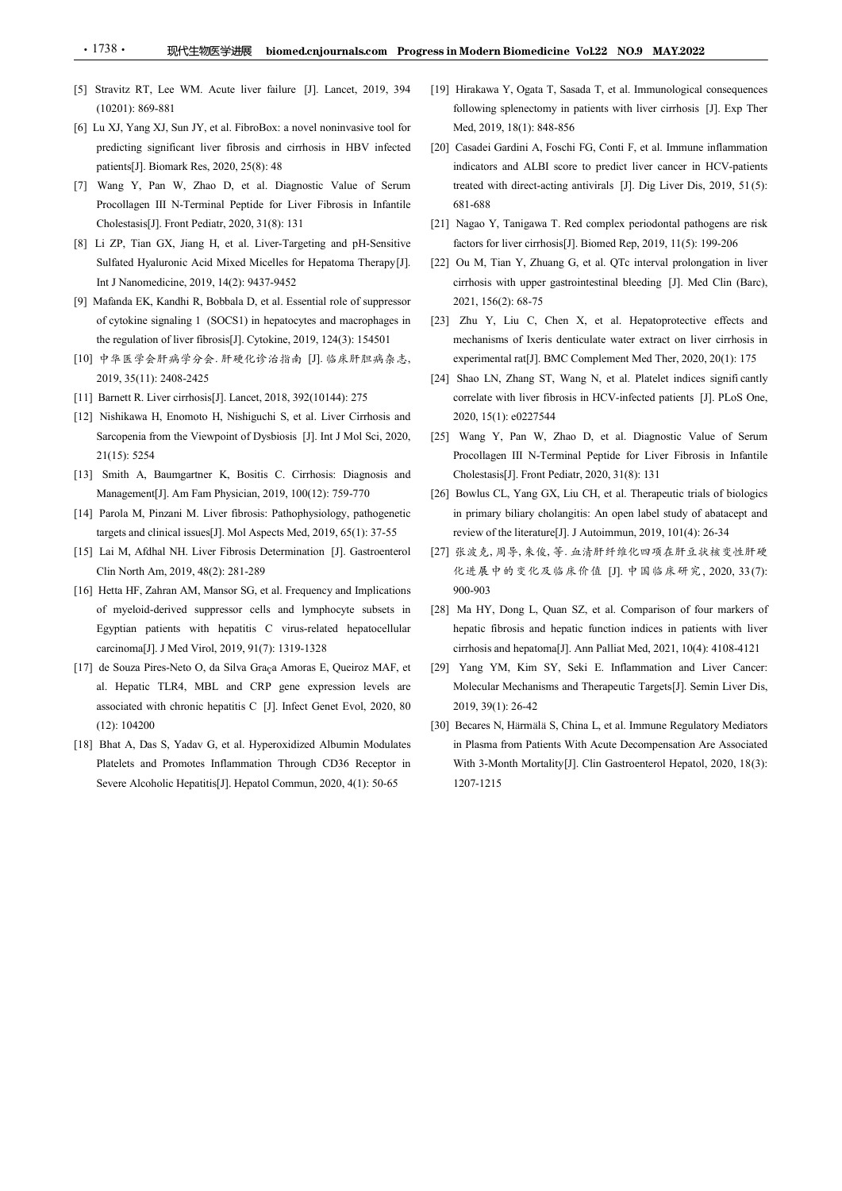[5] Stravitz RT, Lee WM. Acute liver failure [J]. Lancet, 2019, 394 (10201): 869-881

[6] Lu XJ, Yang XJ, Sun JY, et al. FibroBox: a novel noninvasive tool for predicting significant liver fibrosis and cirrhosis in HBV infected patients[J]. Biomark Res, 2020, 25(8): 48

[7] Wang Y, Pan W, Zhao D, et al. Diagnostic Value of Serum Procollagen III N-Terminal Peptide for Liver Fibrosis in Infantile Cholestasis[J]. Front Pediatr, 2020, 31(8): 131

[8] Li ZP, Tian GX, Jiang H, et al. Liver-Targeting and pH-Sensitive Sulfated Hyaluronic Acid Mixed Micelles for Hepatoma Therapy[J]. Int J Nanomedicine, 2019, 14(2): 9437-9452

[9] Mafanda EK, Kandhi R, Bobbala D, et al. Essential role of suppressor of cytokine signaling 1 (SOCS1) in hepatocytes and macrophages in the regulation of liver fibrosis[J]. Cytokine, 2019, 124(3): 154501

[10] 中华医学会肝病学分会. 肝硬化诊治指南 [J]. 临床肝胆病杂志, 2019, 35(11): 2408-2425

[11] Barnett R. Liver cirrhosis[J]. Lancet, 2018, 392(10144): 275

[12] Nishikawa H, Enomoto H, Nishiguchi S, et al. Liver Cirrhosis and Sarcopenia from the Viewpoint of Dysbiosis [J]. Int J Mol Sci, 2020, 21(15): 5254

[13] Smith A, Baumgartner K, Bositis C. Cirrhosis: Diagnosis and Management[J]. Am Fam Physician, 2019, 100(12): 759-770

[14] Parola M, Pinzani M. Liver fibrosis: Pathophysiology, pathogenetic targets and clinical issues[J]. Mol Aspects Med, 2019, 65(1): 37-55

[15] Lai M, Afdhal NH. Liver Fibrosis Determination [J]. Gastroenterol Clin North Am, 2019, 48(2): 281-289

[16] Hetta HF, Zahran AM, Mansor SG, et al. Frequency and Implications of myeloid-derived suppressor cells and lymphocyte subsets in Egyptian patients with hepatitis C virus-related hepatocellular carcinoma[J]. J Med Virol, 2019, 91(7): 1319-1328

[17] de Souza Pires-Neto O, da Silva Graça Amoras E, Queiroz MAF, et al. Hepatic TLR4, MBL and CRP gene expression levels are associated with chronic hepatitis C [J]. Infect Genet Evol, 2020, 80 (12): 104200

[18] Bhat A, Das S, Yadav G, et al. Hyperoxidized Albumin Modulates Platelets and Promotes Inflammation Through CD36 Receptor in Severe Alcoholic Hepatitis[J]. Hepatol Commun, 2020, 4(1): 50-65

[19] Hirakawa Y, Ogata T, Sasada T, et al. Immunological consequences following splenectomy in patients with liver cirrhosis [J]. Exp Ther Med, 2019, 18(1): 848-856

[20] Casadei Gardini A, Foschi FG, Conti F, et al. Immune inflammation indicators and ALBI score to predict liver cancer in HCV-patients treated with direct-acting antivirals [J]. Dig Liver Dis, 2019, 51(5): 681-688

[21] Nagao Y, Tanigawa T. Red complex periodontal pathogens are risk factors for liver cirrhosis[J]. Biomed Rep, 2019, 11(5): 199-206

[22] Ou M, Tian Y, Zhuang G, et al. QTc interval prolongation in liver cirrhosis with upper gastrointestinal bleeding [J]. Med Clin (Barc), 2021, 156(2): 68-75

[23] Zhu Y, Liu C, Chen X, et al. Hepatoprotective effects and mechanisms of Ixeris denticulate water extract on liver cirrhosis in experimental rat[J]. BMC Complement Med Ther, 2020, 20(1): 175

[24] Shao LN, Zhang ST, Wang N, et al. Platelet indices significantly correlate with liver fibrosis in HCV-infected patients [J]. PLoS One, 2020, 15(1): e0227544

[25] Wang Y, Pan W, Zhao D, et al. Diagnostic Value of Serum Procollagen III N-Terminal Peptide for Liver Fibrosis in Infantile Cholestasis[J]. Front Pediatr, 2020, 31(8): 131

[26] Bowlus CL, Yang GX, Liu CH, et al. Therapeutic trials of biologics in primary biliary cholangitis: An open label study of abatacept and review of the literature[J]. J Autoimmun, 2019, 101(4): 26-34

[27] 张波克, 周导, 朱俊, 等. 血清肝纤维化四项在肝豆状核变性肝硬化进展中的变化及临床价值 [J]. 中国临床研究, 2020, 33(7): 900-903

[28] Ma HY, Dong L, Quan SZ, et al. Comparison of four markers of hepatic fibrosis and hepatic function indices in patients with liver cirrhosis and hepatoma[J]. Ann Palliat Med, 2021, 10(4): 4108-4121

[29] Yang YM, Kim SY, Seki E. Inflammation and Liver Cancer: Molecular Mechanisms and Therapeutic Targets[J]. Semin Liver Dis, 2019, 39(1): 26-42

[30] Becares N, Härmälä S, China L, et al. Immune Regulatory Mediators in Plasma from Patients With Acute Decompensation Are Associated With 3-Month Mortality[J]. Clin Gastroenterol Hepatol, 2020, 18(3): 1207-1215